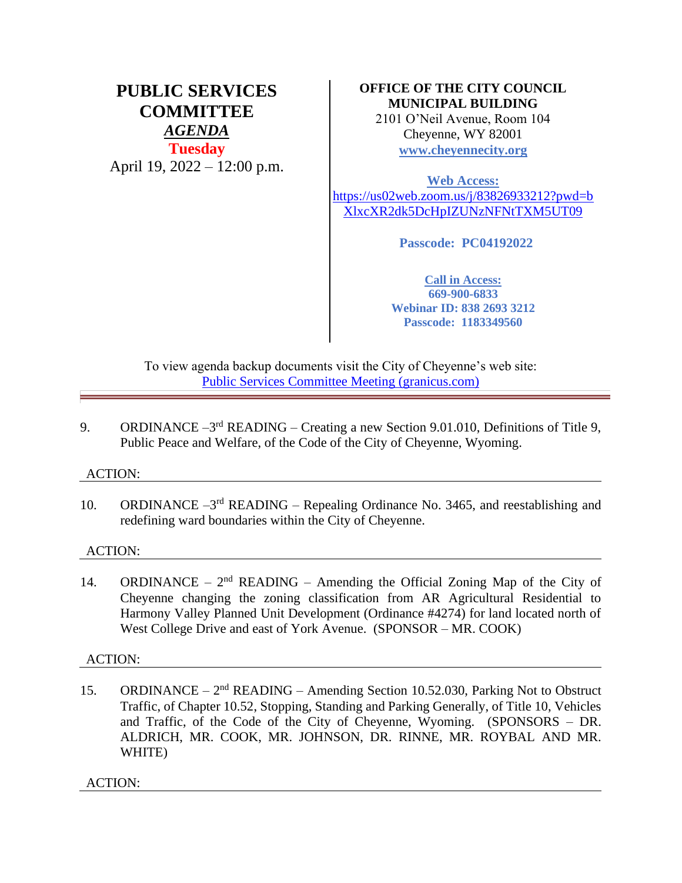# PUBLIC SERVICES COMMITTEE

## *AGENDA*

**Tuesday**

April 19, 2022 – 12:00 p.m.

**OFFICE OF THE CITY COUNCIL**
**MUNICIPAL BUILDING**
2101 O'Neil Avenue, Room 104
Cheyenne, WY 82001
**www.cheyennecity.org**

**Web Access:**
https://us02web.zoom.us/j/83826933212?pwd=bXlxcXR2dk5DcHpIZUNzNFNtTXM5UT09

**Passcode: PC04192022**

**Call in Access:**
**669-900-6833**
**Webinar ID: 838 2693 3212**
**Passcode: 1183349560**

To view agenda backup documents visit the City of Cheyenne's web site:
Public Services Committee Meeting (granicus.com)

---

9. ORDINANCE – 3rd READING – Creating a new Section 9.01.010, Definitions of Title 9, Public Peace and Welfare, of the Code of the City of Cheyenne, Wyoming.

ACTION:

10. ORDINANCE – 3rd READING – Repealing Ordinance No. 3465, and reestablishing and redefining ward boundaries within the City of Cheyenne.

ACTION:

14. ORDINANCE – 2nd READING – Amending the Official Zoning Map of the City of Cheyenne changing the zoning classification from AR Agricultural Residential to Harmony Valley Planned Unit Development (Ordinance #4274) for land located north of West College Drive and east of York Avenue. (SPONSOR – MR. COOK)

ACTION:

15. ORDINANCE – 2nd READING – Amending Section 10.52.030, Parking Not to Obstruct Traffic, of Chapter 10.52, Stopping, Standing and Parking Generally, of Title 10, Vehicles and Traffic, of the Code of the City of Cheyenne, Wyoming. (SPONSORS – DR. ALDRICH, MR. COOK, MR. JOHNSON, DR. RINNE, MR. ROYBAL AND MR. WHITE)

ACTION: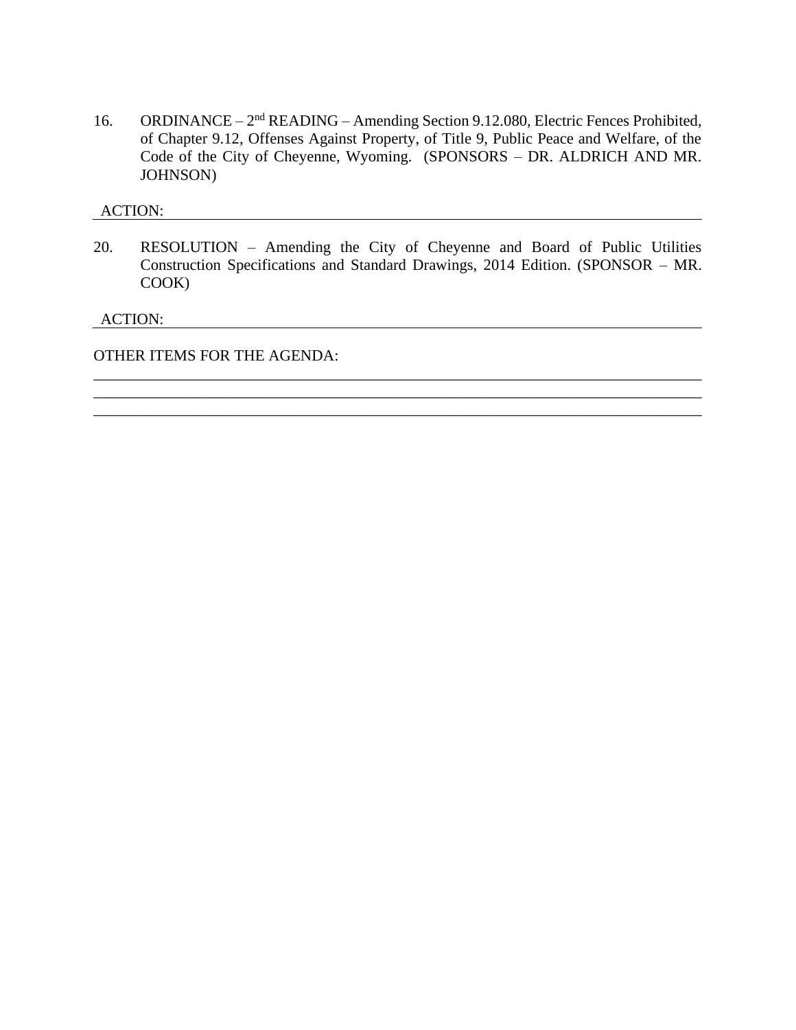16. ORDINANCE – 2nd READING – Amending Section 9.12.080, Electric Fences Prohibited, of Chapter 9.12, Offenses Against Property, of Title 9, Public Peace and Welfare, of the Code of the City of Cheyenne, Wyoming. (SPONSORS – DR. ALDRICH AND MR. JOHNSON)

ACTION: ______________________________________________________________________

20. RESOLUTION – Amending the City of Cheyenne and Board of Public Utilities Construction Specifications and Standard Drawings, 2014 Edition. (SPONSOR – MR. COOK)

ACTION: ______________________________________________________________________

OTHER ITEMS FOR THE AGENDA:

______________________________________________________________________________
______________________________________________________________________________
______________________________________________________________________________